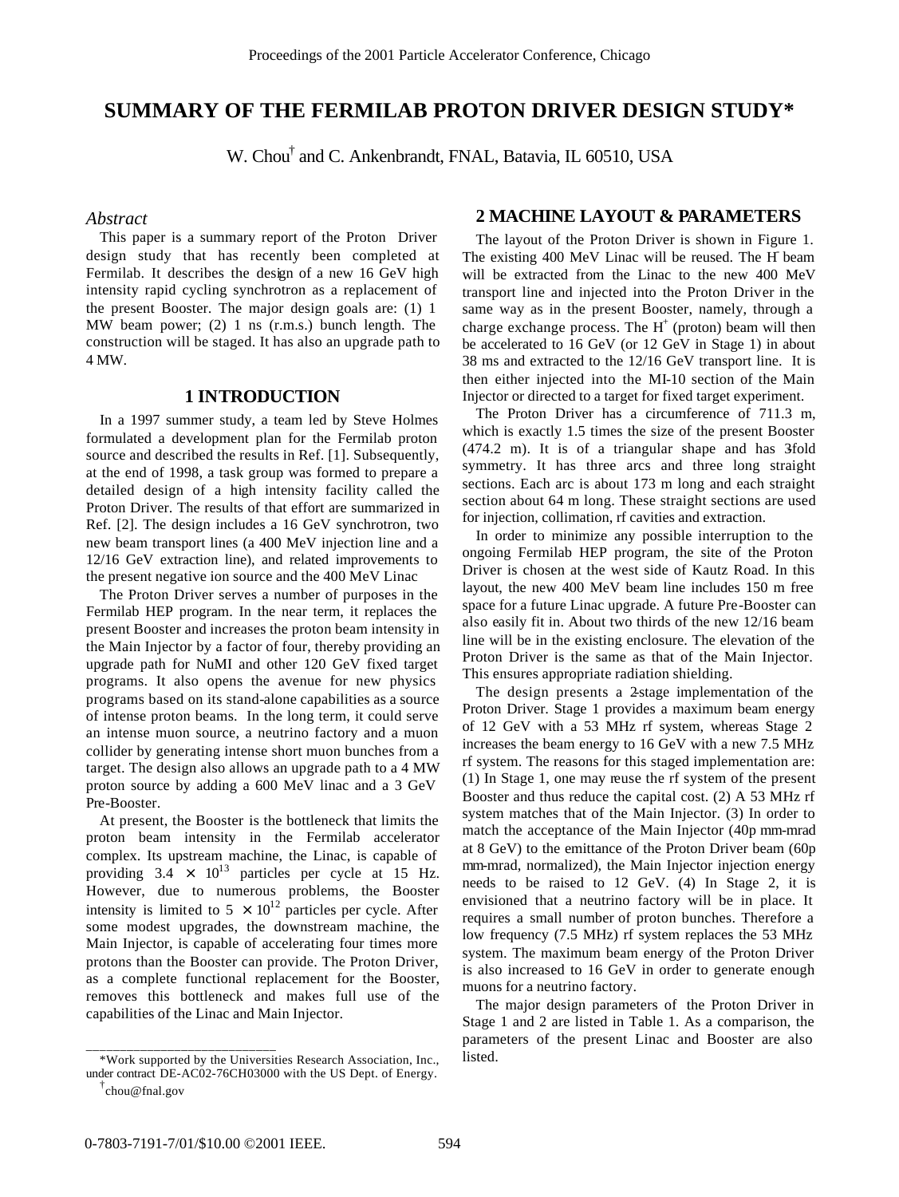# SUMMARY OF THE FERMILAB PROTON DRIVER DESIGN STUDY*

W. Chou[†] and C. Ankenbrandt, FNAL, Batavia, IL 60510, USA

### *Abstract*

This paper is a summary report of the Proton Driver design study that has recently been completed at Fermilab. It describes the design of a new 16 GeV high intensity rapid cycling synchrotron as a replacement of the present Booster. The major design goals are: (1) 1 MW beam power; (2) 1 ns (r.m.s.) bunch length. The construction will be staged. It has also an upgrade path to 4 MW.

## 1 INTRODUCTION

In a 1997 summer study, a team led by Steve Holmes formulated a development plan for the Fermilab proton source and described the results in Ref. [1]. Subsequently, at the end of 1998, a task group was formed to prepare a detailed design of a high intensity facility called the Proton Driver. The results of that effort are summarized in Ref. [2]. The design includes a 16 GeV synchrotron, two new beam transport lines (a 400 MeV injection line and a 12/16 GeV extraction line), and related improvements to the present negative ion source and the 400 MeV Linac

The Proton Driver serves a number of purposes in the Fermilab HEP program. In the near term, it replaces the present Booster and increases the proton beam intensity in the Main Injector by a factor of four, thereby providing an upgrade path for NuMI and other 120 GeV fixed target programs. It also opens the avenue for new physics programs based on its stand-alone capabilities as a source of intense proton beams. In the long term, it could serve an intense muon source, a neutrino factory and a muon collider by generating intense short muon bunches from a target. The design also allows an upgrade path to a 4 MW proton source by adding a 600 MeV linac and a 3 GeV Pre-Booster.

At present, the Booster is the bottleneck that limits the proton beam intensity in the Fermilab accelerator complex. Its upstream machine, the Linac, is capable of providing $3.4 \times 10^{13}$ particles per cycle at 15 Hz. However, due to numerous problems, the Booster intensity is limited to $5 \times 10^{12}$ particles per cycle. After some modest upgrades, the downstream machine, the Main Injector, is capable of accelerating four times more protons than the Booster can provide. The Proton Driver, as a complete functional replacement for the Booster, removes this bottleneck and makes full use of the capabilities of the Linac and Main Injector.

## 2 MACHINE LAYOUT & PARAMETERS

The layout of the Proton Driver is shown in Figure 1. The existing 400 MeV Linac will be reused. The $H^-$ beam will be extracted from the Linac to the new 400 MeV transport line and injected into the Proton Driver in the same way as in the present Booster, namely, through a charge exchange process. The $H^+$ (proton) beam will then be accelerated to 16 GeV (or 12 GeV in Stage 1) in about 38 ms and extracted to the 12/16 GeV transport line. It is then either injected into the MI-10 section of the Main Injector or directed to a target for fixed target experiment.

The Proton Driver has a circumference of 711.3 m, which is exactly 1.5 times the size of the present Booster (474.2 m). It is of a triangular shape and has 3-fold symmetry. It has three arcs and three long straight sections. Each arc is about 173 m long and each straight section about 64 m long. These straight sections are used for injection, collimation, rf cavities and extraction.

In order to minimize any possible interruption to the ongoing Fermilab HEP program, the site of the Proton Driver is chosen at the west side of Kautz Road. In this layout, the new 400 MeV beam line includes 150 m free space for a future Linac upgrade. A future Pre-Booster can also easily fit in. About two thirds of the new 12/16 beam line will be in the existing enclosure. The elevation of the Proton Driver is the same as that of the Main Injector. This ensures appropriate radiation shielding.

The design presents a 2-stage implementation of the Proton Driver. Stage 1 provides a maximum beam energy of 12 GeV with a 53 MHz rf system, whereas Stage 2 increases the beam energy to 16 GeV with a new 7.5 MHz rf system. The reasons for this staged implementation are: (1) In Stage 1, one may reuse the rf system of the present Booster and thus reduce the capital cost. (2) A 53 MHz rf system matches that of the Main Injector. (3) In order to match the acceptance of the Main Injector (40$\pi$ mm-mrad at 8 GeV) to the emittance of the Proton Driver beam (60$\pi$ mm-mrad, normalized), the Main Injector injection energy needs to be raised to 12 GeV. (4) In Stage 2, it is envisioned that a neutrino factory will be in place. It requires a small number of proton bunches. Therefore a low frequency (7.5 MHz) rf system replaces the 53 MHz system. The maximum beam energy of the Proton Driver is also increased to 16 GeV in order to generate enough muons for a neutrino factory.

The major design parameters of the Proton Driver in Stage 1 and 2 are listed in Table 1. As a comparison, the parameters of the present Linac and Booster are also listed.

---

*Work supported by the Universities Research Association, Inc., under contract DE-AC02-76CH03000 with the US Dept. of Energy.

[†] chou@fnal.gov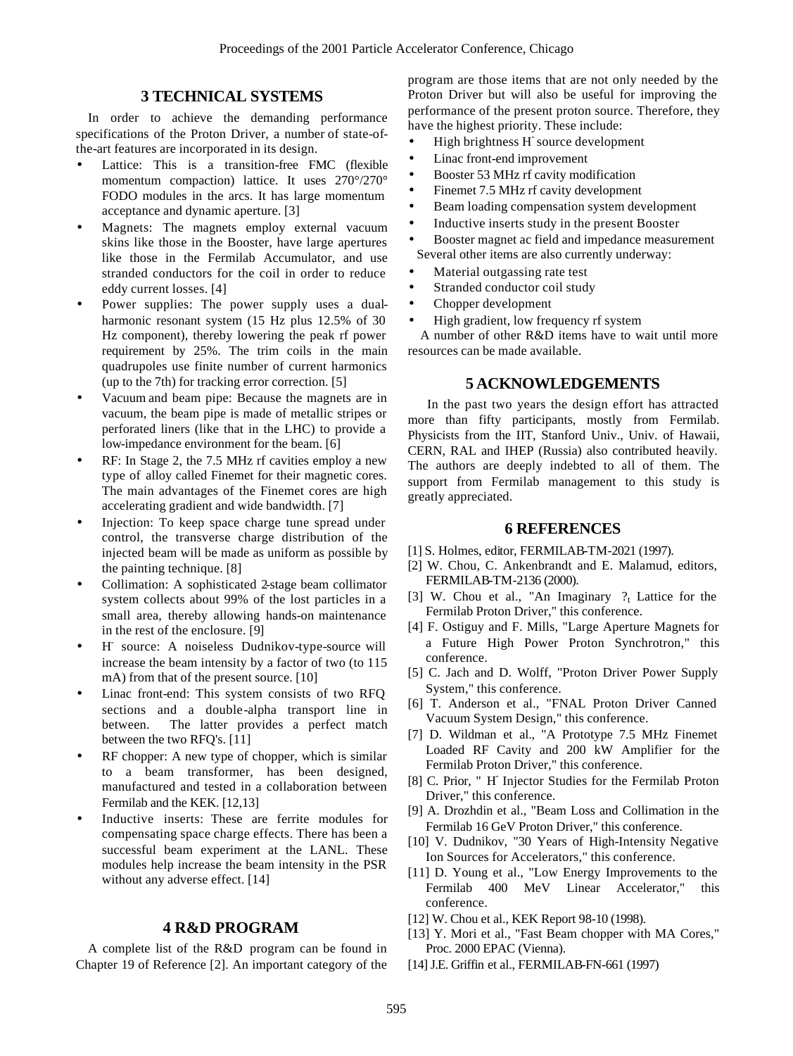## 3 TECHNICAL SYSTEMS

In order to achieve the demanding performance specifications of the Proton Driver, a number of state-of-the-art features are incorporated in its design.

- Lattice: This is a transition-free FMC (flexible momentum compaction) lattice. It uses 270°/270° FODO modules in the arcs. It has large momentum acceptance and dynamic aperture. [3]
- Magnets: The magnets employ external vacuum skins like those in the Booster, have large apertures like those in the Fermilab Accumulator, and use stranded conductors for the coil in order to reduce eddy current losses. [4]
- Power supplies: The power supply uses a dual-harmonic resonant system (15 Hz plus 12.5% of 30 Hz component), thereby lowering the peak rf power requirement by 25%. The trim coils in the main quadrupoles use finite number of current harmonics (up to the 7th) for tracking error correction. [5]
- Vacuum and beam pipe: Because the magnets are in vacuum, the beam pipe is made of metallic stripes or perforated liners (like that in the LHC) to provide a low-impedance environment for the beam. [6]
- RF: In Stage 2, the 7.5 MHz rf cavities employ a new type of alloy called Finemet for their magnetic cores. The main advantages of the Finemet cores are high accelerating gradient and wide bandwidth. [7]
- Injection: To keep space charge tune spread under control, the transverse charge distribution of the injected beam will be made as uniform as possible by the painting technique. [8]
- Collimation: A sophisticated 2-stage beam collimator system collects about 99% of the lost particles in a small area, thereby allowing hands-on maintenance in the rest of the enclosure. [9]
- $H^-$ source: A noiseless Dudnikov-type-source will increase the beam intensity by a factor of two (to 115 mA) from that of the present source. [10]
- Linac front-end: This system consists of two RFQ sections and a double-alpha transport line in between. The latter provides a perfect match between the two RFQ's. [11]
- RF chopper: A new type of chopper, which is similar to a beam transformer, has been designed, manufactured and tested in a collaboration between Fermilab and the KEK. [12,13]
- Inductive inserts: These are ferrite modules for compensating space charge effects. There has been a successful beam experiment at the LANL. These modules help increase the beam intensity in the PSR without any adverse effect. [14]

## 4 R&D PROGRAM

A complete list of the R&D program can be found in Chapter 19 of Reference [2]. An important category of the program are those items that are not only needed by the Proton Driver but will also be useful for improving the performance of the present proton source. Therefore, they have the highest priority. These include:

- High brightness $H^-$ source development
- Linac front-end improvement
- Booster 53 MHz rf cavity modification
- Finemet 7.5 MHz rf cavity development
- Beam loading compensation system development
- Inductive inserts study in the present Booster
- Booster magnet ac field and impedance measurement

Several other items are also currently underway:

- Material outgassing rate test
- Stranded conductor coil study
- Chopper development
- High gradient, low frequency rf system

A number of other R&D items have to wait until more resources can be made available.

## 5 ACKNOWLEDGEMENTS

In the past two years the design effort has attracted more than fifty participants, mostly from Fermilab. Physicists from the IIT, Stanford Univ., Univ. of Hawaii, CERN, RAL and IHEP (Russia) also contributed heavily. The authors are deeply indebted to all of them. The support from Fermilab management to this study is greatly appreciated.

## 6 REFERENCES

[1] S. Holmes, editor, FERMILAB-TM-2021 (1997).

[2] W. Chou, C. Ankenbrandt and E. Malamud, editors, FERMILAB-TM-2136 (2000).

[3] W. Chou et al., "An Imaginary $?_t$ Lattice for the Fermilab Proton Driver," this conference.

[4] F. Ostiguy and F. Mills, "Large Aperture Magnets for a Future High Power Proton Synchrotron," this conference.

[5] C. Jach and D. Wolff, "Proton Driver Power Supply System," this conference.

[6] T. Anderson et al., "FNAL Proton Driver Canned Vacuum System Design," this conference.

[7] D. Wildman et al., "A Prototype 7.5 MHz Finemet Loaded RF Cavity and 200 kW Amplifier for the Fermilab Proton Driver," this conference.

[8] C. Prior, " $H^-$ Injector Studies for the Fermilab Proton Driver," this conference.

[9] A. Drozhdin et al., "Beam Loss and Collimation in the Fermilab 16 GeV Proton Driver," this conference.

[10] V. Dudnikov, "30 Years of High-Intensity Negative Ion Sources for Accelerators," this conference.

[11] D. Young et al., "Low Energy Improvements to the Fermilab 400 MeV Linear Accelerator," this conference.

[12] W. Chou et al., KEK Report 98-10 (1998).

[13] Y. Mori et al., "Fast Beam chopper with MA Cores," Proc. 2000 EPAC (Vienna).

[14] J.E. Griffin et al., FERMILAB-FN-661 (1997)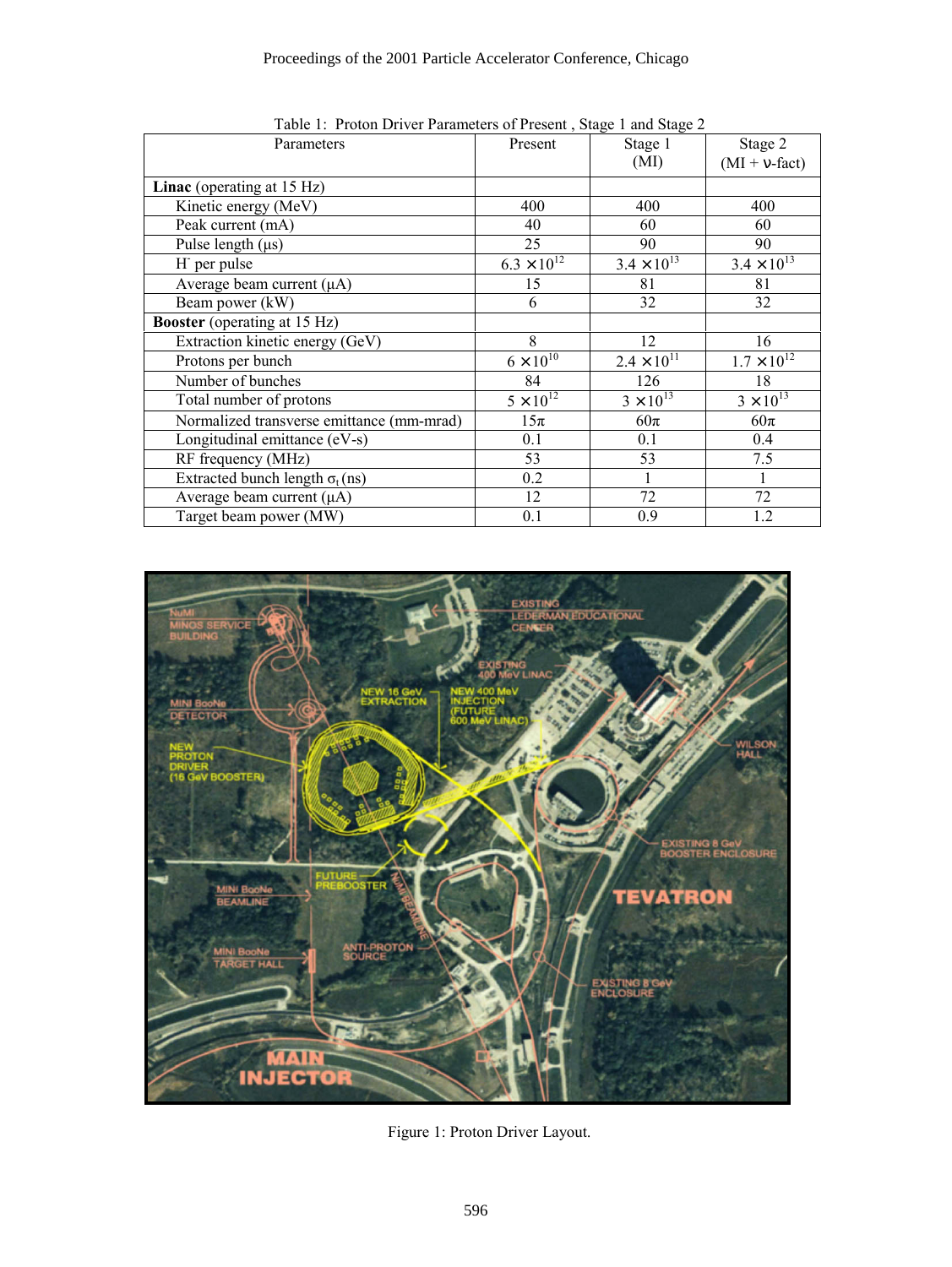Table 1: Proton Driver Parameters of Present , Stage 1 and Stage 2

| Parameters | Present | Stage 1 (MI) | Stage 2 (MI + ν-fact) |
|---|---|---|---|
| **Linac** (operating at 15 Hz) | | | |
| Kinetic energy (MeV) | 400 | 400 | 400 |
| Peak current (mA) | 40 | 60 | 60 |
| Pulse length (μs) | 25 | 90 | 90 |
| $H^-$ per pulse | $6.3 \times 10^{12}$ | $3.4 \times 10^{13}$ | $3.4 \times 10^{13}$ |
| Average beam current (μA) | 15 | 81 | 81 |
| Beam power (kW) | 6 | 32 | 32 |
| **Booster** (operating at 15 Hz) | | | |
| Extraction kinetic energy (GeV) | 8 | 12 | 16 |
| Protons per bunch | $6 \times 10^{10}$ | $2.4 \times 10^{11}$ | $1.7 \times 10^{12}$ |
| Number of bunches | 84 | 126 | 18 |
| Total number of protons | $5 \times 10^{12}$ | $3 \times 10^{13}$ | $3 \times 10^{13}$ |
| Normalized transverse emittance (mm-mrad) | 15π | 60π | 60π |
| Longitudinal emittance (eV-s) | 0.1 | 0.1 | 0.4 |
| RF frequency (MHz) | 53 | 53 | 7.5 |
| Extracted bunch length $\sigma_t$ (ns) | 0.2 | 1 | 1 |
| Average beam current (μA) | 12 | 72 | 72 |
| Target beam power (MW) | 0.1 | 0.9 | 1.2 |

Figure 1: Proton Driver Layout.